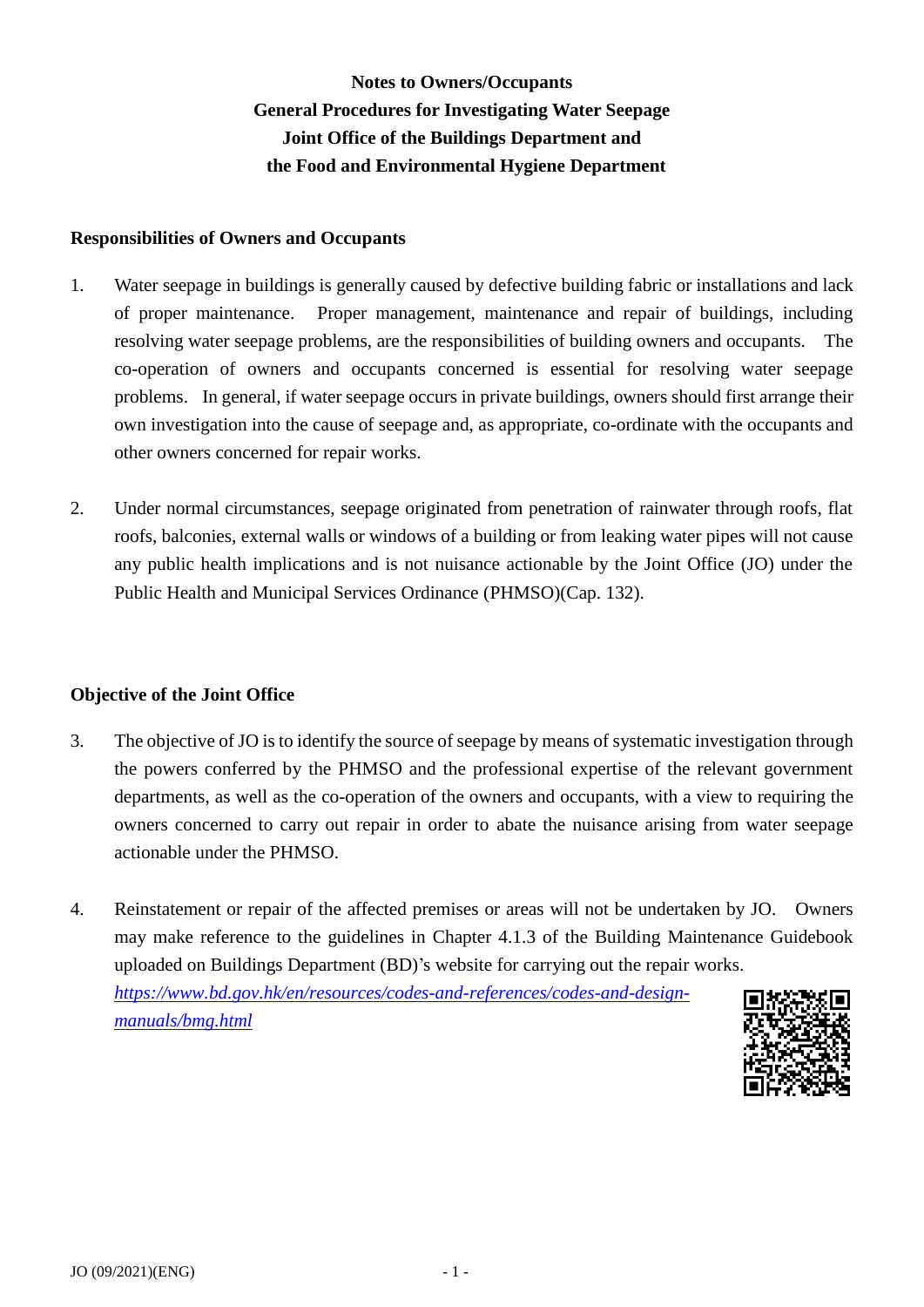# Notes to Owners/Occupants
# General Procedures for Investigating Water Seepage
# Joint Office of the Buildings Department and the Food and Environmental Hygiene Department

## Responsibilities of Owners and Occupants

1. Water seepage in buildings is generally caused by defective building fabric or installations and lack of proper maintenance. Proper management, maintenance and repair of buildings, including resolving water seepage problems, are the responsibilities of building owners and occupants. The co-operation of owners and occupants concerned is essential for resolving water seepage problems. In general, if water seepage occurs in private buildings, owners should first arrange their own investigation into the cause of seepage and, as appropriate, co-ordinate with the occupants and other owners concerned for repair works.

2. Under normal circumstances, seepage originated from penetration of rainwater through roofs, flat roofs, balconies, external walls or windows of a building or from leaking water pipes will not cause any public health implications and is not nuisance actionable by the Joint Office (JO) under the Public Health and Municipal Services Ordinance (PHMSO)(Cap. 132).

## Objective of the Joint Office

3. The objective of JO is to identify the source of seepage by means of systematic investigation through the powers conferred by the PHMSO and the professional expertise of the relevant government departments, as well as the co-operation of the owners and occupants, with a view to requiring the owners concerned to carry out repair in order to abate the nuisance arising from water seepage actionable under the PHMSO.

4. Reinstatement or repair of the affected premises or areas will not be undertaken by JO. Owners may make reference to the guidelines in Chapter 4.1.3 of the Building Maintenance Guidebook uploaded on Buildings Department (BD)'s website for carrying out the repair works.
*https://www.bd.gov.hk/en/resources/codes-and-references/codes-and-design-manuals/bmg.html*

JO (09/2021)(ENG)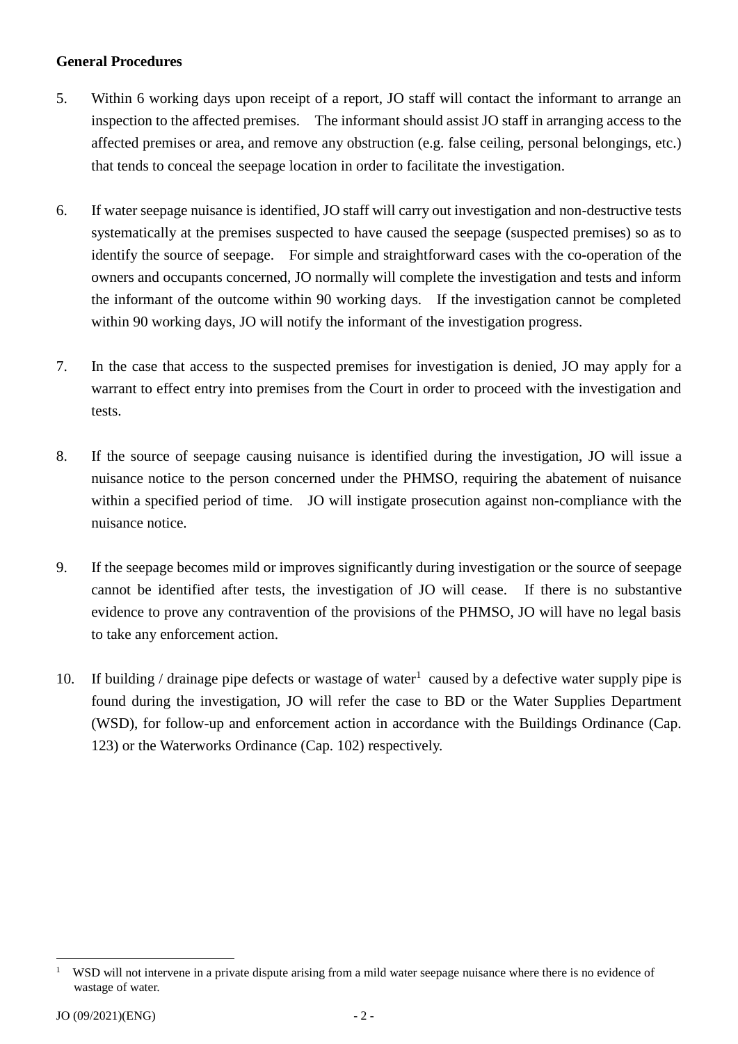**General Procedures**

5. Within 6 working days upon receipt of a report, JO staff will contact the informant to arrange an inspection to the affected premises. The informant should assist JO staff in arranging access to the affected premises or area, and remove any obstruction (e.g. false ceiling, personal belongings, etc.) that tends to conceal the seepage location in order to facilitate the investigation.

6. If water seepage nuisance is identified, JO staff will carry out investigation and non-destructive tests systematically at the premises suspected to have caused the seepage (suspected premises) so as to identify the source of seepage. For simple and straightforward cases with the co-operation of the owners and occupants concerned, JO normally will complete the investigation and tests and inform the informant of the outcome within 90 working days. If the investigation cannot be completed within 90 working days, JO will notify the informant of the investigation progress.

7. In the case that access to the suspected premises for investigation is denied, JO may apply for a warrant to effect entry into premises from the Court in order to proceed with the investigation and tests.

8. If the source of seepage causing nuisance is identified during the investigation, JO will issue a nuisance notice to the person concerned under the PHMSO, requiring the abatement of nuisance within a specified period of time. JO will instigate prosecution against non-compliance with the nuisance notice.

9. If the seepage becomes mild or improves significantly during investigation or the source of seepage cannot be identified after tests, the investigation of JO will cease. If there is no substantive evidence to prove any contravention of the provisions of the PHMSO, JO will have no legal basis to take any enforcement action.

10. If building / drainage pipe defects or wastage of water[1] caused by a defective water supply pipe is found during the investigation, JO will refer the case to BD or the Water Supplies Department (WSD), for follow-up and enforcement action in accordance with the Buildings Ordinance (Cap. 123) or the Waterworks Ordinance (Cap. 102) respectively.

[1] WSD will not intervene in a private dispute arising from a mild water seepage nuisance where there is no evidence of wastage of water.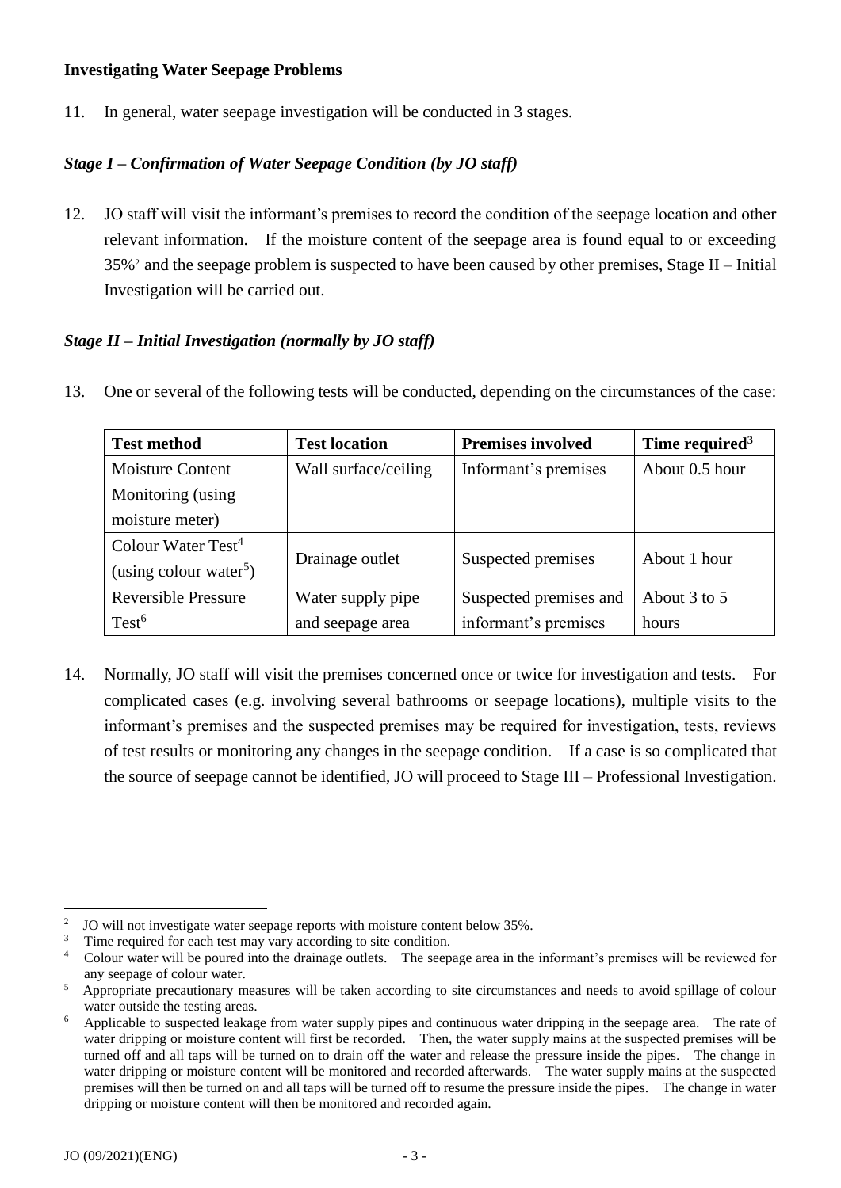**Investigating Water Seepage Problems**

11. In general, water seepage investigation will be conducted in 3 stages.

***Stage I – Confirmation of Water Seepage Condition (by JO staff)***

12. JO staff will visit the informant's premises to record the condition of the seepage location and other relevant information. If the moisture content of the seepage area is found equal to or exceeding 35%[2] and the seepage problem is suspected to have been caused by other premises, Stage II – Initial Investigation will be carried out.

***Stage II – Initial Investigation (normally by JO staff)***

13. One or several of the following tests will be conducted, depending on the circumstances of the case:

| Test method | Test location | Premises involved | Time required[3] |
|---|---|---|---|
| Moisture Content Monitoring (using moisture meter) | Wall surface/ceiling | Informant's premises | About 0.5 hour |
| Colour Water Test[4] (using colour water[5]) | Drainage outlet | Suspected premises | About 1 hour |
| Reversible Pressure Test[6] | Water supply pipe and seepage area | Suspected premises and informant's premises | About 3 to 5 hours |

14. Normally, JO staff will visit the premises concerned once or twice for investigation and tests. For complicated cases (e.g. involving several bathrooms or seepage locations), multiple visits to the informant's premises and the suspected premises may be required for investigation, tests, reviews of test results or monitoring any changes in the seepage condition. If a case is so complicated that the source of seepage cannot be identified, JO will proceed to Stage III – Professional Investigation.

---

[2] JO will not investigate water seepage reports with moisture content below 35%.

[3] Time required for each test may vary according to site condition.

[4] Colour water will be poured into the drainage outlets. The seepage area in the informant's premises will be reviewed for any seepage of colour water.

[5] Appropriate precautionary measures will be taken according to site circumstances and needs to avoid spillage of colour water outside the testing areas.

[6] Applicable to suspected leakage from water supply pipes and continuous water dripping in the seepage area. The rate of water dripping or moisture content will first be recorded. Then, the water supply mains at the suspected premises will be turned off and all taps will be turned on to drain off the water and release the pressure inside the pipes. The change in water dripping or moisture content will be monitored and recorded afterwards. The water supply mains at the suspected premises will then be turned on and all taps will be turned off to resume the pressure inside the pipes. The change in water dripping or moisture content will then be monitored and recorded again.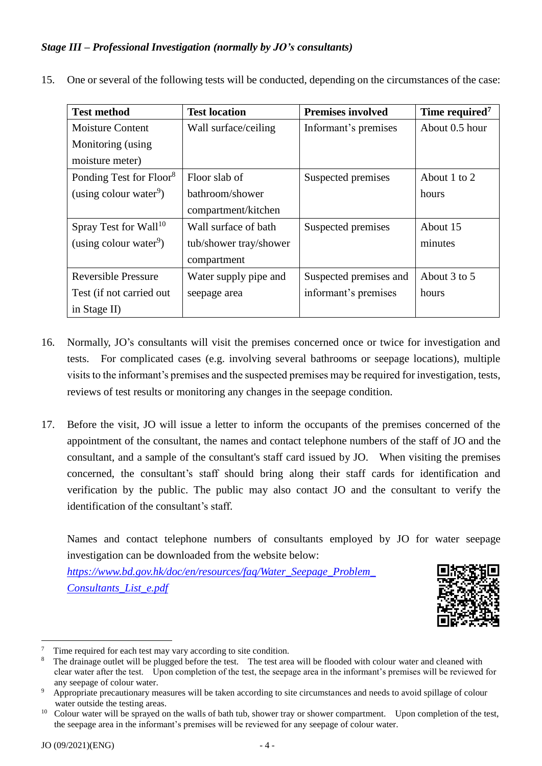*Stage III – Professional Investigation (normally by JO's consultants)*

15. One or several of the following tests will be conducted, depending on the circumstances of the case:

| Test method | Test location | Premises involved | Time required[7] |
|---|---|---|---|
| Moisture Content Monitoring (using moisture meter) | Wall surface/ceiling | Informant's premises | About 0.5 hour |
| Ponding Test for Floor[8] (using colour water[9]) | Floor slab of bathroom/shower compartment/kitchen | Suspected premises | About 1 to 2 hours |
| Spray Test for Wall[10] (using colour water[9]) | Wall surface of bath tub/shower tray/shower compartment | Suspected premises | About 15 minutes |
| Reversible Pressure Test (if not carried out in Stage II) | Water supply pipe and seepage area | Suspected premises and informant's premises | About 3 to 5 hours |

16. Normally, JO's consultants will visit the premises concerned once or twice for investigation and tests. For complicated cases (e.g. involving several bathrooms or seepage locations), multiple visits to the informant's premises and the suspected premises may be required for investigation, tests, reviews of test results or monitoring any changes in the seepage condition.

17. Before the visit, JO will issue a letter to inform the occupants of the premises concerned of the appointment of the consultant, the names and contact telephone numbers of the staff of JO and the consultant, and a sample of the consultant's staff card issued by JO. When visiting the premises concerned, the consultant's staff should bring along their staff cards for identification and verification by the public. The public may also contact JO and the consultant to verify the identification of the consultant's staff.

    Names and contact telephone numbers of consultants employed by JO for water seepage investigation can be downloaded from the website below:
    *https://www.bd.gov.hk/doc/en/resources/faq/Water_Seepage_Problem_Consultants_List_e.pdf*

---

[7] Time required for each test may vary according to site condition.

[8] The drainage outlet will be plugged before the test. The test area will be flooded with colour water and cleaned with clear water after the test. Upon completion of the test, the seepage area in the informant's premises will be reviewed for any seepage of colour water.

[9] Appropriate precautionary measures will be taken according to site circumstances and needs to avoid spillage of colour water outside the testing areas.

[10] Colour water will be sprayed on the walls of bath tub, shower tray or shower compartment. Upon completion of the test, the seepage area in the informant's premises will be reviewed for any seepage of colour water.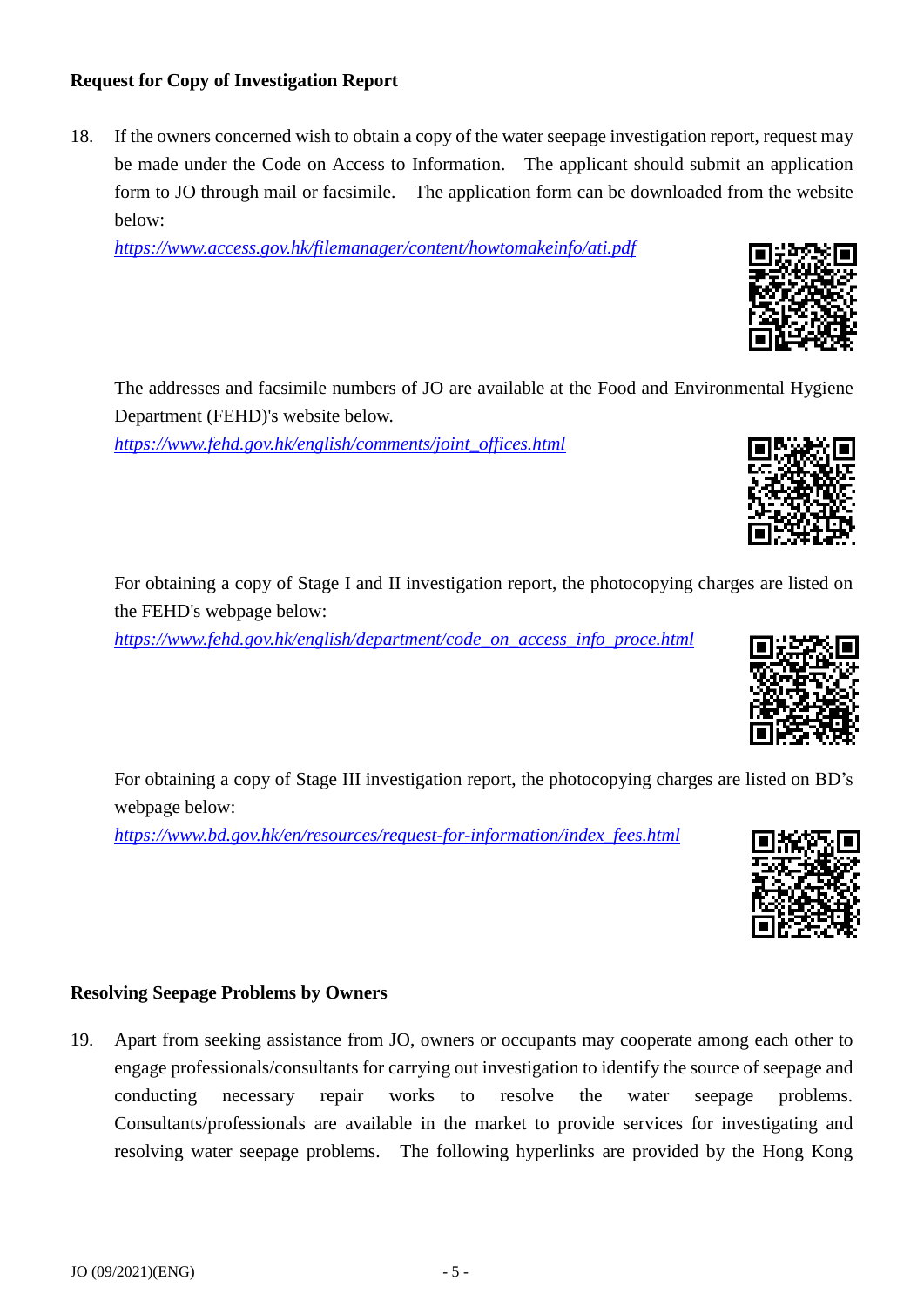### Request for Copy of Investigation Report

18. If the owners concerned wish to obtain a copy of the water seepage investigation report, request may be made under the Code on Access to Information. The applicant should submit an application form to JO through mail or facsimile. The application form can be downloaded from the website below:

    *https://www.access.gov.hk/filemanager/content/howtomakeinfo/ati.pdf*

    The addresses and facsimile numbers of JO are available at the Food and Environmental Hygiene Department (FEHD)'s website below.

    *https://www.fehd.gov.hk/english/comments/joint_offices.html*

    For obtaining a copy of Stage I and II investigation report, the photocopying charges are listed on the FEHD's webpage below:

    *https://www.fehd.gov.hk/english/department/code_on_access_info_proce.html*

    For obtaining a copy of Stage III investigation report, the photocopying charges are listed on BD's webpage below:

    *https://www.bd.gov.hk/en/resources/request-for-information/index_fees.html*

### Resolving Seepage Problems by Owners

19. Apart from seeking assistance from JO, owners or occupants may cooperate among each other to engage professionals/consultants for carrying out investigation to identify the source of seepage and conducting necessary repair works to resolve the water seepage problems. Consultants/professionals are available in the market to provide services for investigating and resolving water seepage problems. The following hyperlinks are provided by the Hong Kong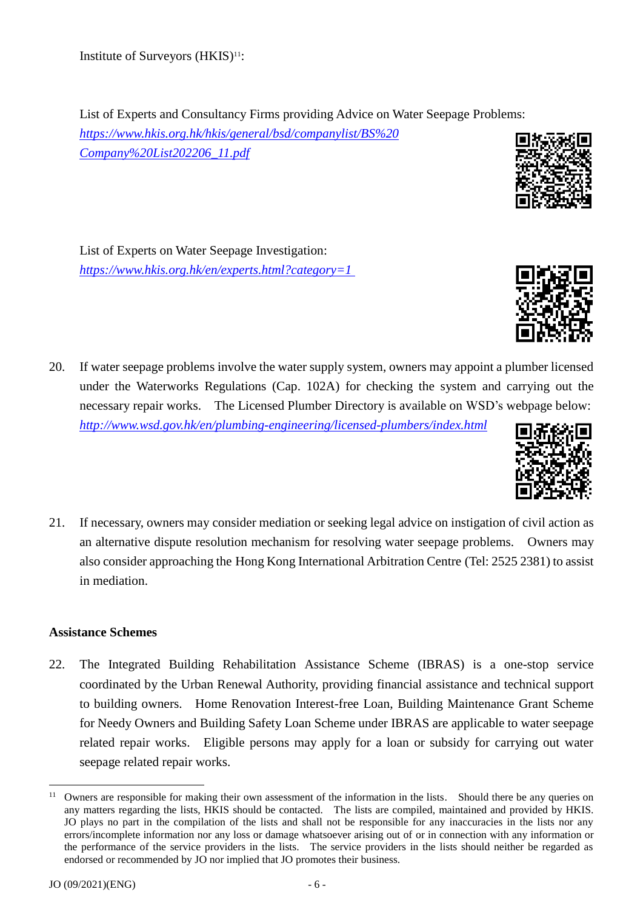Institute of Surveyors (HKIS)[11]:

List of Experts and Consultancy Firms providing Advice on Water Seepage Problems:
*https://www.hkis.org.hk/hkis/general/bsd/companylist/BS%20Company%20List202206_11.pdf*

List of Experts on Water Seepage Investigation:
*https://www.hkis.org.hk/en/experts.html?category=1*

20. If water seepage problems involve the water supply system, owners may appoint a plumber licensed under the Waterworks Regulations (Cap. 102A) for checking the system and carrying out the necessary repair works. The Licensed Plumber Directory is available on WSD's webpage below: *http://www.wsd.gov.hk/en/plumbing-engineering/licensed-plumbers/index.html*

21. If necessary, owners may consider mediation or seeking legal advice on instigation of civil action as an alternative dispute resolution mechanism for resolving water seepage problems. Owners may also consider approaching the Hong Kong International Arbitration Centre (Tel: 2525 2381) to assist in mediation.

**Assistance Schemes**

22. The Integrated Building Rehabilitation Assistance Scheme (IBRAS) is a one-stop service coordinated by the Urban Renewal Authority, providing financial assistance and technical support to building owners. Home Renovation Interest-free Loan, Building Maintenance Grant Scheme for Needy Owners and Building Safety Loan Scheme under IBRAS are applicable to water seepage related repair works. Eligible persons may apply for a loan or subsidy for carrying out water seepage related repair works.

---

[11] Owners are responsible for making their own assessment of the information in the lists. Should there be any queries on any matters regarding the lists, HKIS should be contacted. The lists are compiled, maintained and provided by HKIS. JO plays no part in the compilation of the lists and shall not be responsible for any inaccuracies in the lists nor any errors/incomplete information nor any loss or damage whatsoever arising out of or in connection with any information or the performance of the service providers in the lists. The service providers in the lists should neither be regarded as endorsed or recommended by JO nor implied that JO promotes their business.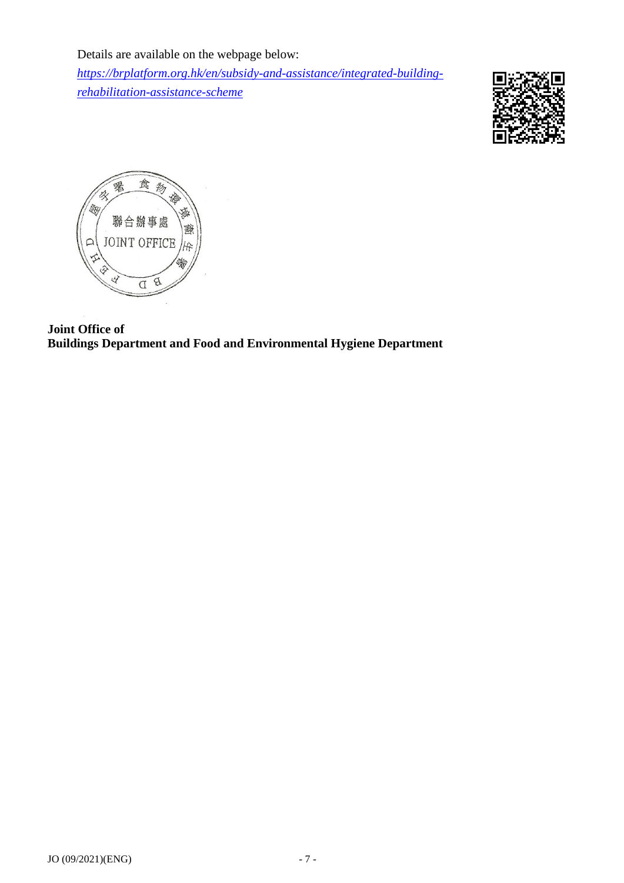Details are available on the webpage below:

*https://brplatform.org.hk/en/subsidy-and-assistance/integrated-building-rehabilitation-assistance-scheme*

**Joint Office of**
**Buildings Department and Food and Environmental Hygiene Department**

JO (09/2021)(ENG)